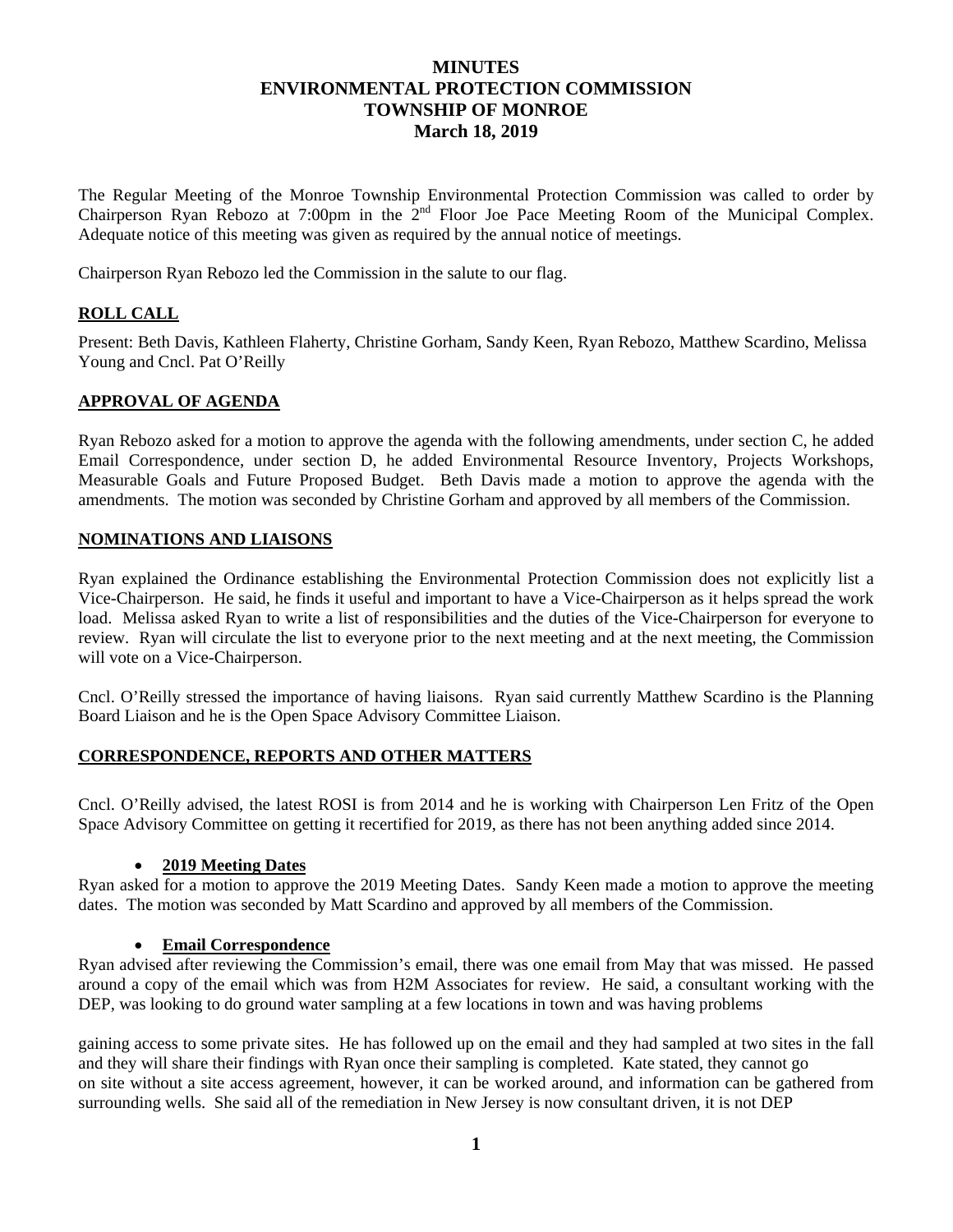# MINUTES
# ENVIRONMENTAL PROTECTION COMMISSION
# TOWNSHIP OF MONROE
# March 18, 2019

The Regular Meeting of the Monroe Township Environmental Protection Commission was called to order by Chairperson Ryan Rebozo at 7:00pm in the 2nd Floor Joe Pace Meeting Room of the Municipal Complex. Adequate notice of this meeting was given as required by the annual notice of meetings.

Chairperson Ryan Rebozo led the Commission in the salute to our flag.

## ROLL CALL

Present: Beth Davis, Kathleen Flaherty, Christine Gorham, Sandy Keen, Ryan Rebozo, Matthew Scardino, Melissa Young and Cncl. Pat O'Reilly

## APPROVAL OF AGENDA

Ryan Rebozo asked for a motion to approve the agenda with the following amendments, under section C, he added Email Correspondence, under section D, he added Environmental Resource Inventory, Projects Workshops, Measurable Goals and Future Proposed Budget. Beth Davis made a motion to approve the agenda with the amendments. The motion was seconded by Christine Gorham and approved by all members of the Commission.

## NOMINATIONS AND LIAISONS

Ryan explained the Ordinance establishing the Environmental Protection Commission does not explicitly list a Vice-Chairperson. He said, he finds it useful and important to have a Vice-Chairperson as it helps spread the work load. Melissa asked Ryan to write a list of responsibilities and the duties of the Vice-Chairperson for everyone to review. Ryan will circulate the list to everyone prior to the next meeting and at the next meeting, the Commission will vote on a Vice-Chairperson.

Cncl. O'Reilly stressed the importance of having liaisons. Ryan said currently Matthew Scardino is the Planning Board Liaison and he is the Open Space Advisory Committee Liaison.

## CORRESPONDENCE, REPORTS AND OTHER MATTERS

Cncl. O'Reilly advised, the latest ROSI is from 2014 and he is working with Chairperson Len Fritz of the Open Space Advisory Committee on getting it recertified for 2019, as there has not been anything added since 2014.

- **2019 Meeting Dates**

Ryan asked for a motion to approve the 2019 Meeting Dates. Sandy Keen made a motion to approve the meeting dates. The motion was seconded by Matt Scardino and approved by all members of the Commission.

- **Email Correspondence**

Ryan advised after reviewing the Commission's email, there was one email from May that was missed. He passed around a copy of the email which was from H2M Associates for review. He said, a consultant working with the DEP, was looking to do ground water sampling at a few locations in town and was having problems gaining access to some private sites. He has followed up on the email and they had sampled at two sites in the fall and they will share their findings with Ryan once their sampling is completed. Kate stated, they cannot go on site without a site access agreement, however, it can be worked around, and information can be gathered from surrounding wells. She said all of the remediation in New Jersey is now consultant driven, it is not DEP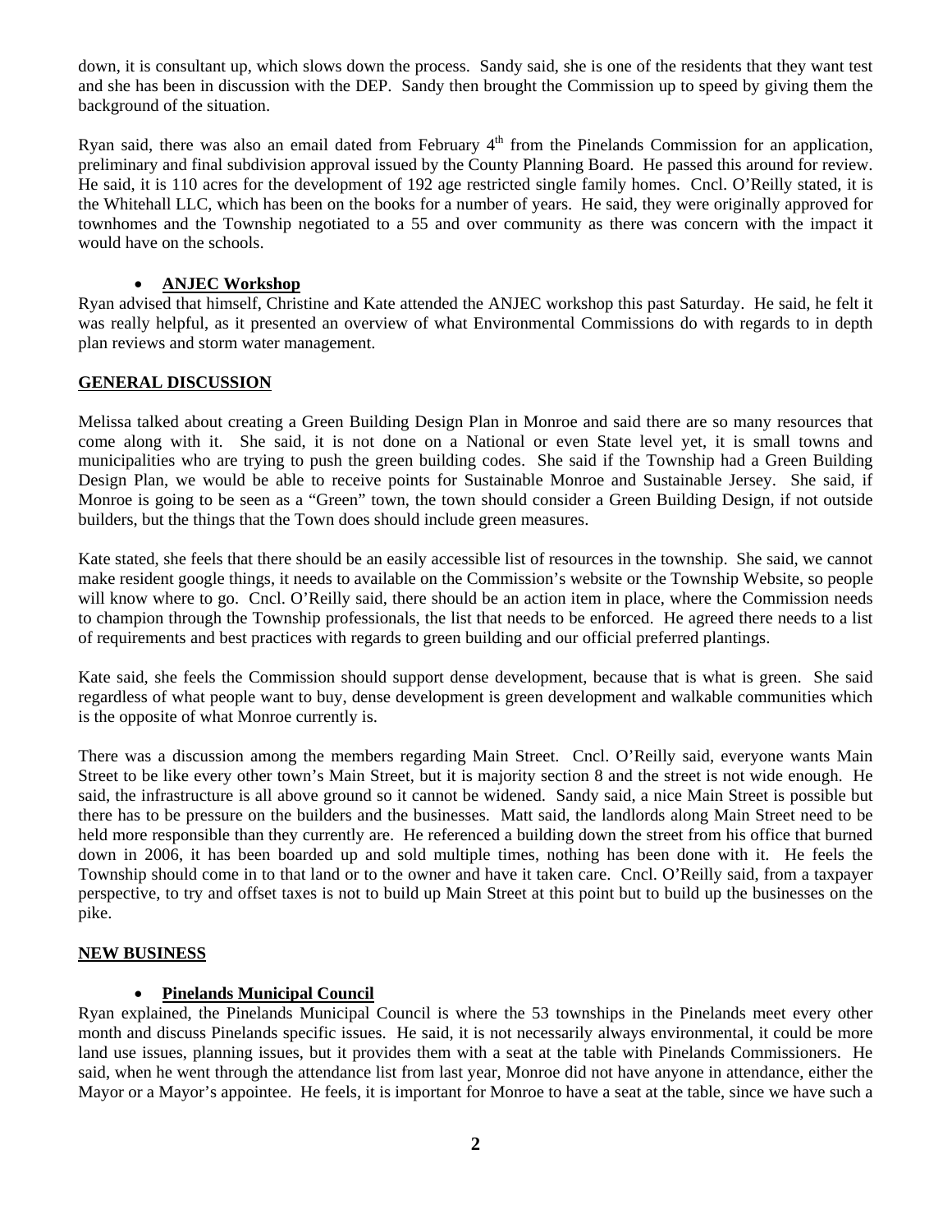down, it is consultant up, which slows down the process. Sandy said, she is one of the residents that they want test and she has been in discussion with the DEP. Sandy then brought the Commission up to speed by giving them the background of the situation.

Ryan said, there was also an email dated from February 4th from the Pinelands Commission for an application, preliminary and final subdivision approval issued by the County Planning Board. He passed this around for review. He said, it is 110 acres for the development of 192 age restricted single family homes. Cncl. O'Reilly stated, it is the Whitehall LLC, which has been on the books for a number of years. He said, they were originally approved for townhomes and the Township negotiated to a 55 and over community as there was concern with the impact it would have on the schools.

- **ANJEC Workshop**

Ryan advised that himself, Christine and Kate attended the ANJEC workshop this past Saturday. He said, he felt it was really helpful, as it presented an overview of what Environmental Commissions do with regards to in depth plan reviews and storm water management.

## GENERAL DISCUSSION

Melissa talked about creating a Green Building Design Plan in Monroe and said there are so many resources that come along with it. She said, it is not done on a National or even State level yet, it is small towns and municipalities who are trying to push the green building codes. She said if the Township had a Green Building Design Plan, we would be able to receive points for Sustainable Monroe and Sustainable Jersey. She said, if Monroe is going to be seen as a "Green" town, the town should consider a Green Building Design, if not outside builders, but the things that the Town does should include green measures.

Kate stated, she feels that there should be an easily accessible list of resources in the township. She said, we cannot make resident google things, it needs to available on the Commission's website or the Township Website, so people will know where to go. Cncl. O'Reilly said, there should be an action item in place, where the Commission needs to champion through the Township professionals, the list that needs to be enforced. He agreed there needs to a list of requirements and best practices with regards to green building and our official preferred plantings.

Kate said, she feels the Commission should support dense development, because that is what is green. She said regardless of what people want to buy, dense development is green development and walkable communities which is the opposite of what Monroe currently is.

There was a discussion among the members regarding Main Street. Cncl. O'Reilly said, everyone wants Main Street to be like every other town's Main Street, but it is majority section 8 and the street is not wide enough. He said, the infrastructure is all above ground so it cannot be widened. Sandy said, a nice Main Street is possible but there has to be pressure on the builders and the businesses. Matt said, the landlords along Main Street need to be held more responsible than they currently are. He referenced a building down the street from his office that burned down in 2006, it has been boarded up and sold multiple times, nothing has been done with it. He feels the Township should come in to that land or to the owner and have it taken care. Cncl. O'Reilly said, from a taxpayer perspective, to try and offset taxes is not to build up Main Street at this point but to build up the businesses on the pike.

## NEW BUSINESS

- **Pinelands Municipal Council**

Ryan explained, the Pinelands Municipal Council is where the 53 townships in the Pinelands meet every other month and discuss Pinelands specific issues. He said, it is not necessarily always environmental, it could be more land use issues, planning issues, but it provides them with a seat at the table with Pinelands Commissioners. He said, when he went through the attendance list from last year, Monroe did not have anyone in attendance, either the Mayor or a Mayor's appointee. He feels, it is important for Monroe to have a seat at the table, since we have such a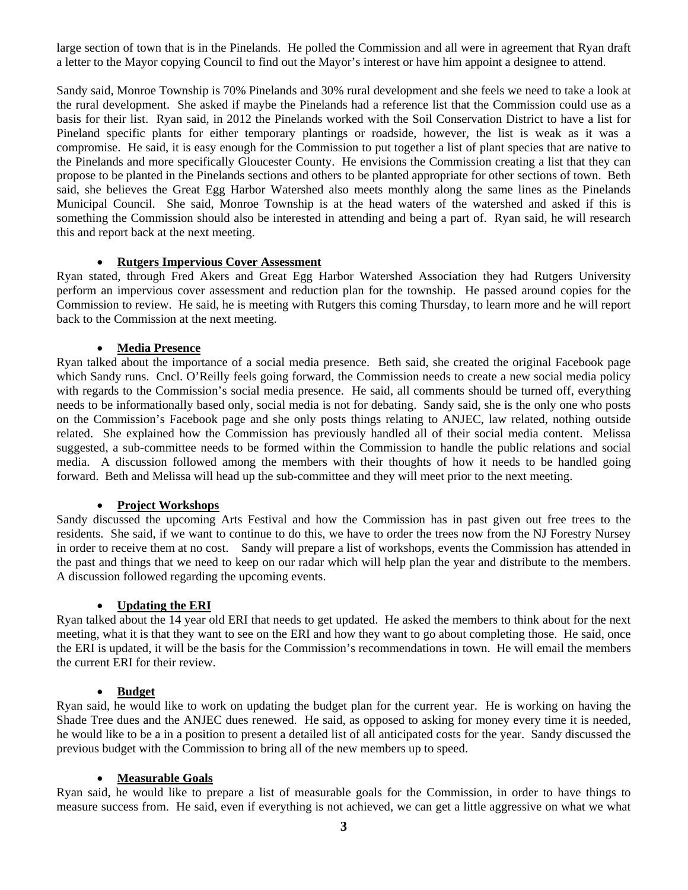large section of town that is in the Pinelands. He polled the Commission and all were in agreement that Ryan draft a letter to the Mayor copying Council to find out the Mayor's interest or have him appoint a designee to attend.

Sandy said, Monroe Township is 70% Pinelands and 30% rural development and she feels we need to take a look at the rural development. She asked if maybe the Pinelands had a reference list that the Commission could use as a basis for their list. Ryan said, in 2012 the Pinelands worked with the Soil Conservation District to have a list for Pineland specific plants for either temporary plantings or roadside, however, the list is weak as it was a compromise. He said, it is easy enough for the Commission to put together a list of plant species that are native to the Pinelands and more specifically Gloucester County. He envisions the Commission creating a list that they can propose to be planted in the Pinelands sections and others to be planted appropriate for other sections of town. Beth said, she believes the Great Egg Harbor Watershed also meets monthly along the same lines as the Pinelands Municipal Council. She said, Monroe Township is at the head waters of the watershed and asked if this is something the Commission should also be interested in attending and being a part of. Ryan said, he will research this and report back at the next meeting.

- **Rutgers Impervious Cover Assessment**

Ryan stated, through Fred Akers and Great Egg Harbor Watershed Association they had Rutgers University perform an impervious cover assessment and reduction plan for the township. He passed around copies for the Commission to review. He said, he is meeting with Rutgers this coming Thursday, to learn more and he will report back to the Commission at the next meeting.

- **Media Presence**

Ryan talked about the importance of a social media presence. Beth said, she created the original Facebook page which Sandy runs. Cncl. O'Reilly feels going forward, the Commission needs to create a new social media policy with regards to the Commission's social media presence. He said, all comments should be turned off, everything needs to be informationally based only, social media is not for debating. Sandy said, she is the only one who posts on the Commission's Facebook page and she only posts things relating to ANJEC, law related, nothing outside related. She explained how the Commission has previously handled all of their social media content. Melissa suggested, a sub-committee needs to be formed within the Commission to handle the public relations and social media. A discussion followed among the members with their thoughts of how it needs to be handled going forward. Beth and Melissa will head up the sub-committee and they will meet prior to the next meeting.

- **Project Workshops**

Sandy discussed the upcoming Arts Festival and how the Commission has in past given out free trees to the residents. She said, if we want to continue to do this, we have to order the trees now from the NJ Forestry Nursey in order to receive them at no cost. Sandy will prepare a list of workshops, events the Commission has attended in the past and things that we need to keep on our radar which will help plan the year and distribute to the members. A discussion followed regarding the upcoming events.

- **Updating the ERI**

Ryan talked about the 14 year old ERI that needs to get updated. He asked the members to think about for the next meeting, what it is that they want to see on the ERI and how they want to go about completing those. He said, once the ERI is updated, it will be the basis for the Commission's recommendations in town. He will email the members the current ERI for their review.

- **Budget**

Ryan said, he would like to work on updating the budget plan for the current year. He is working on having the Shade Tree dues and the ANJEC dues renewed. He said, as opposed to asking for money every time it is needed, he would like to be a in a position to present a detailed list of all anticipated costs for the year. Sandy discussed the previous budget with the Commission to bring all of the new members up to speed.

- **Measurable Goals**

Ryan said, he would like to prepare a list of measurable goals for the Commission, in order to have things to measure success from. He said, even if everything is not achieved, we can get a little aggressive on what we what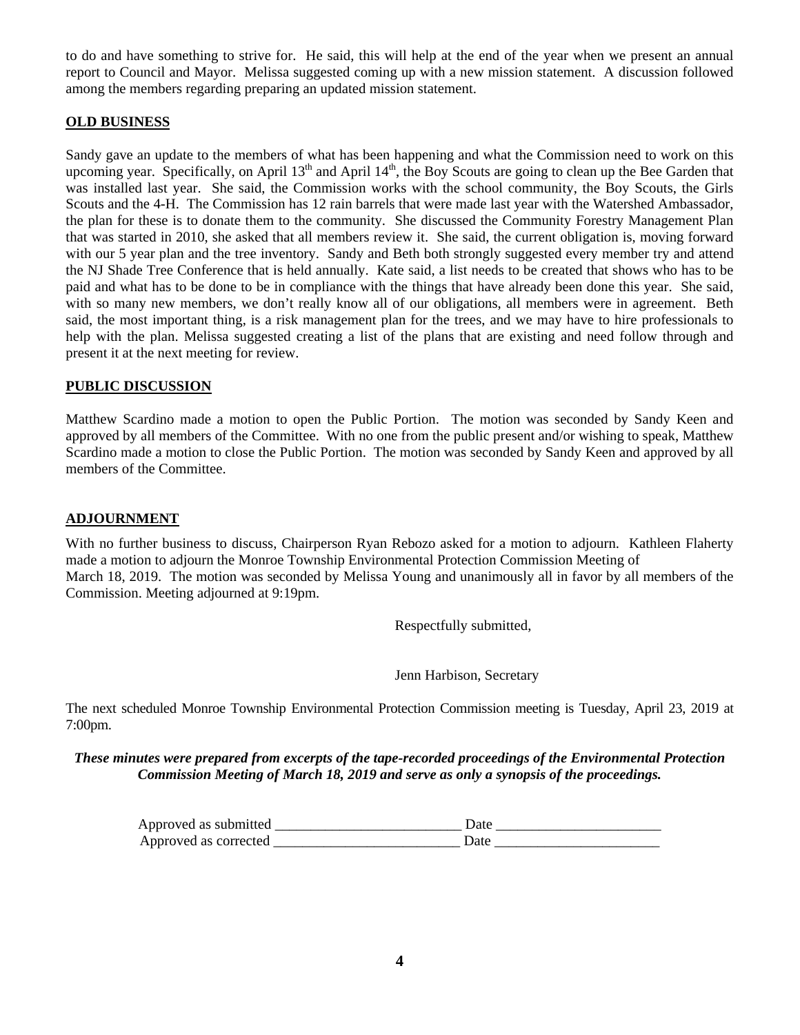to do and have something to strive for. He said, this will help at the end of the year when we present an annual report to Council and Mayor. Melissa suggested coming up with a new mission statement. A discussion followed among the members regarding preparing an updated mission statement.

## OLD BUSINESS

Sandy gave an update to the members of what has been happening and what the Commission need to work on this upcoming year. Specifically, on April 13th and April 14th, the Boy Scouts are going to clean up the Bee Garden that was installed last year. She said, the Commission works with the school community, the Boy Scouts, the Girls Scouts and the 4-H. The Commission has 12 rain barrels that were made last year with the Watershed Ambassador, the plan for these is to donate them to the community. She discussed the Community Forestry Management Plan that was started in 2010, she asked that all members review it. She said, the current obligation is, moving forward with our 5 year plan and the tree inventory. Sandy and Beth both strongly suggested every member try and attend the NJ Shade Tree Conference that is held annually. Kate said, a list needs to be created that shows who has to be paid and what has to be done to be in compliance with the things that have already been done this year. She said, with so many new members, we don't really know all of our obligations, all members were in agreement. Beth said, the most important thing, is a risk management plan for the trees, and we may have to hire professionals to help with the plan. Melissa suggested creating a list of the plans that are existing and need follow through and present it at the next meeting for review.

## PUBLIC DISCUSSION

Matthew Scardino made a motion to open the Public Portion. The motion was seconded by Sandy Keen and approved by all members of the Committee. With no one from the public present and/or wishing to speak, Matthew Scardino made a motion to close the Public Portion. The motion was seconded by Sandy Keen and approved by all members of the Committee.

## ADJOURNMENT

With no further business to discuss, Chairperson Ryan Rebozo asked for a motion to adjourn. Kathleen Flaherty made a motion to adjourn the Monroe Township Environmental Protection Commission Meeting of March 18, 2019. The motion was seconded by Melissa Young and unanimously all in favor by all members of the Commission. Meeting adjourned at 9:19pm.

Respectfully submitted,

Jenn Harbison, Secretary

The next scheduled Monroe Township Environmental Protection Commission meeting is Tuesday, April 23, 2019 at 7:00pm.

***These minutes were prepared from excerpts of the tape-recorded proceedings of the Environmental Protection Commission Meeting of March 18, 2019 and serve as only a synopsis of the proceedings.***

Approved as submitted ___________________________ Date ________________________

Approved as corrected ___________________________ Date ________________________